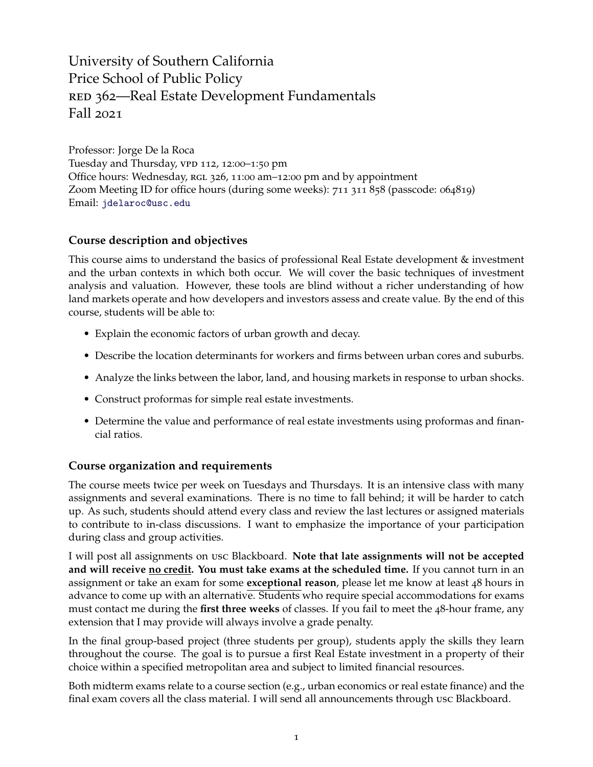University of Southern California
Price School of Public Policy
RED 362—Real Estate Development Fundamentals
Fall 2021

Professor: Jorge De la Roca
Tuesday and Thursday, VPD 112, 12:00–1:50 pm
Office hours: Wednesday, RGL 326, 11:00 am–12:00 pm and by appointment
Zoom Meeting ID for office hours (during some weeks): 711 311 858 (passcode: 064819)
Email: jdelaroc@usc.edu

### Course description and objectives

This course aims to understand the basics of professional Real Estate development & investment and the urban contexts in which both occur. We will cover the basic techniques of investment analysis and valuation. However, these tools are blind without a richer understanding of how land markets operate and how developers and investors assess and create value. By the end of this course, students will be able to:

- Explain the economic factors of urban growth and decay.
- Describe the location determinants for workers and firms between urban cores and suburbs.
- Analyze the links between the labor, land, and housing markets in response to urban shocks.
- Construct proformas for simple real estate investments.
- Determine the value and performance of real estate investments using proformas and financial ratios.

### Course organization and requirements

The course meets twice per week on Tuesdays and Thursdays. It is an intensive class with many assignments and several examinations. There is no time to fall behind; it will be harder to catch up. As such, students should attend every class and review the last lectures or assigned materials to contribute to in-class discussions. I want to emphasize the importance of your participation during class and group activities.

I will post all assignments on USC Blackboard. **Note that late assignments will not be accepted and will receive no credit. You must take exams at the scheduled time.** If you cannot turn in an assignment or take an exam for some **exceptional reason**, please let me know at least 48 hours in advance to come up with an alternative. Students who require special accommodations for exams must contact me during the **first three weeks** of classes. If you fail to meet the 48-hour frame, any extension that I may provide will always involve a grade penalty.

In the final group-based project (three students per group), students apply the skills they learn throughout the course. The goal is to pursue a first Real Estate investment in a property of their choice within a specified metropolitan area and subject to limited financial resources.

Both midterm exams relate to a course section (e.g., urban economics or real estate finance) and the final exam covers all the class material. I will send all announcements through USC Blackboard.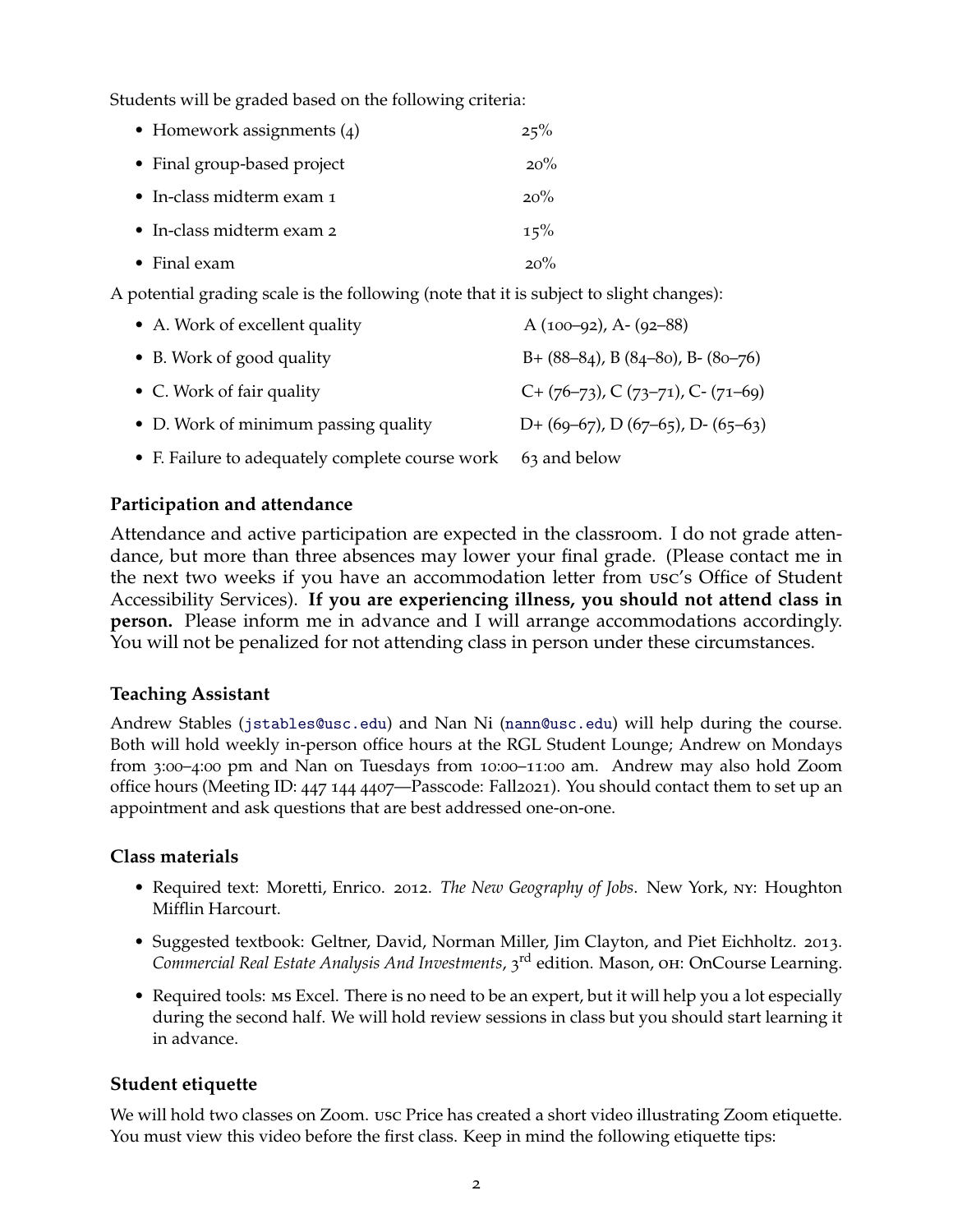Students will be graded based on the following criteria:

- Homework assignments (4) 25%
- Final group-based project 20%
- In-class midterm exam 1 20%
- In-class midterm exam 2 15%
- Final exam 20%

A potential grading scale is the following (note that it is subject to slight changes):

- A. Work of excellent quality A (100–92), A- (92–88)
- B. Work of good quality B+ (88–84), B (84–80), B- (80–76)
- C. Work of fair quality C+ (76–73), C (73–71), C- (71–69)
- D. Work of minimum passing quality D+ (69–67), D (67–65), D- (65–63)
- F. Failure to adequately complete course work 63 and below

### Participation and attendance

Attendance and active participation are expected in the classroom. I do not grade attendance, but more than three absences may lower your final grade. (Please contact me in the next two weeks if you have an accommodation letter from USC's Office of Student Accessibility Services). **If you are experiencing illness, you should not attend class in person.** Please inform me in advance and I will arrange accommodations accordingly. You will not be penalized for not attending class in person under these circumstances.

### Teaching Assistant

Andrew Stables (jstables@usc.edu) and Nan Ni (nann@usc.edu) will help during the course. Both will hold weekly in-person office hours at the RGL Student Lounge; Andrew on Mondays from 3:00–4:00 pm and Nan on Tuesdays from 10:00–11:00 am. Andrew may also hold Zoom office hours (Meeting ID: 447 144 4407—Passcode: Fall2021). You should contact them to set up an appointment and ask questions that are best addressed one-on-one.

### Class materials

- Required text: Moretti, Enrico. 2012. *The New Geography of Jobs*. New York, NY: Houghton Mifflin Harcourt.
- Suggested textbook: Geltner, David, Norman Miller, Jim Clayton, and Piet Eichholtz. 2013. *Commercial Real Estate Analysis And Investments*, 3rd edition. Mason, OH: OnCourse Learning.
- Required tools: MS Excel. There is no need to be an expert, but it will help you a lot especially during the second half. We will hold review sessions in class but you should start learning it in advance.

### Student etiquette

We will hold two classes on Zoom. USC Price has created a short video illustrating Zoom etiquette. You must view this video before the first class. Keep in mind the following etiquette tips: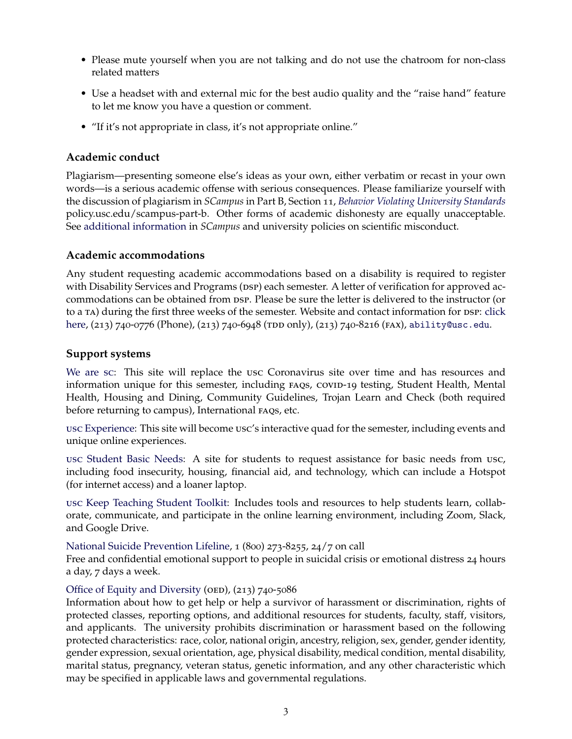- Please mute yourself when you are not talking and do not use the chatroom for non-class related matters
- Use a headset with and external mic for the best audio quality and the "raise hand" feature to let me know you have a question or comment.
- "If it's not appropriate in class, it's not appropriate online."

### Academic conduct

Plagiarism—presenting someone else's ideas as your own, either verbatim or recast in your own words—is a serious academic offense with serious consequences. Please familiarize yourself with the discussion of plagiarism in *SCampus* in Part B, Section 11, *Behavior Violating University Standards* policy.usc.edu/scampus-part-b. Other forms of academic dishonesty are equally unacceptable. See additional information in *SCampus* and university policies on scientific misconduct.

### Academic accommodations

Any student requesting academic accommodations based on a disability is required to register with Disability Services and Programs (DSP) each semester. A letter of verification for approved accommodations can be obtained from DSP. Please be sure the letter is delivered to the instructor (or to a TA) during the first three weeks of the semester. Website and contact information for DSP: click here, (213) 740-0776 (Phone), (213) 740-6948 (TDD only), (213) 740-8216 (FAX), ability@usc.edu.

### Support systems

We are SC: This site will replace the USC Coronavirus site over time and has resources and information unique for this semester, including FAQs, COVID-19 testing, Student Health, Mental Health, Housing and Dining, Community Guidelines, Trojan Learn and Check (both required before returning to campus), International FAQs, etc.

USC Experience: This site will become USC's interactive quad for the semester, including events and unique online experiences.

USC Student Basic Needs: A site for students to request assistance for basic needs from USC, including food insecurity, housing, financial aid, and technology, which can include a Hotspot (for internet access) and a loaner laptop.

USC Keep Teaching Student Toolkit: Includes tools and resources to help students learn, collaborate, communicate, and participate in the online learning environment, including Zoom, Slack, and Google Drive.

National Suicide Prevention Lifeline, 1 (800) 273-8255, 24/7 on call
Free and confidential emotional support to people in suicidal crisis or emotional distress 24 hours a day, 7 days a week.

Office of Equity and Diversity (OED), (213) 740-5086
Information about how to get help or help a survivor of harassment or discrimination, rights of protected classes, reporting options, and additional resources for students, faculty, staff, visitors, and applicants. The university prohibits discrimination or harassment based on the following protected characteristics: race, color, national origin, ancestry, religion, sex, gender, gender identity, gender expression, sexual orientation, age, physical disability, medical condition, mental disability, marital status, pregnancy, veteran status, genetic information, and any other characteristic which may be specified in applicable laws and governmental regulations.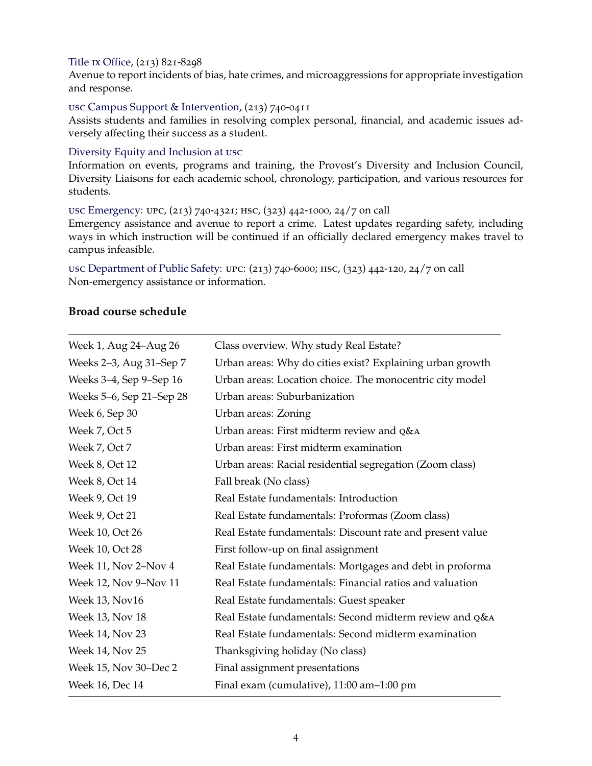Title IX Office, (213) 821-8298
Avenue to report incidents of bias, hate crimes, and microaggressions for appropriate investigation and response.

USC Campus Support & Intervention, (213) 740-0411
Assists students and families in resolving complex personal, financial, and academic issues adversely affecting their success as a student.

Diversity Equity and Inclusion at USC
Information on events, programs and training, the Provost's Diversity and Inclusion Council, Diversity Liaisons for each academic school, chronology, participation, and various resources for students.

USC Emergency: UPC, (213) 740-4321; HSC, (323) 442-1000, 24/7 on call
Emergency assistance and avenue to report a crime. Latest updates regarding safety, including ways in which instruction will be continued if an officially declared emergency makes travel to campus infeasible.

USC Department of Public Safety: UPC: (213) 740-6000; HSC, (323) 442-120, 24/7 on call
Non-emergency assistance or information.

### Broad course schedule

| | |
|---|---|
| Week 1, Aug 24–Aug 26 | Class overview. Why study Real Estate? |
| Weeks 2–3, Aug 31–Sep 7 | Urban areas: Why do cities exist? Explaining urban growth |
| Weeks 3–4, Sep 9–Sep 16 | Urban areas: Location choice. The monocentric city model |
| Weeks 5–6, Sep 21–Sep 28 | Urban areas: Suburbanization |
| Week 6, Sep 30 | Urban areas: Zoning |
| Week 7, Oct 5 | Urban areas: First midterm review and Q&A |
| Week 7, Oct 7 | Urban areas: First midterm examination |
| Week 8, Oct 12 | Urban areas: Racial residential segregation (Zoom class) |
| Week 8, Oct 14 | Fall break (No class) |
| Week 9, Oct 19 | Real Estate fundamentals: Introduction |
| Week 9, Oct 21 | Real Estate fundamentals: Proformas (Zoom class) |
| Week 10, Oct 26 | Real Estate fundamentals: Discount rate and present value |
| Week 10, Oct 28 | First follow-up on final assignment |
| Week 11, Nov 2–Nov 4 | Real Estate fundamentals: Mortgages and debt in proforma |
| Week 12, Nov 9–Nov 11 | Real Estate fundamentals: Financial ratios and valuation |
| Week 13, Nov16 | Real Estate fundamentals: Guest speaker |
| Week 13, Nov 18 | Real Estate fundamentals: Second midterm review and Q&A |
| Week 14, Nov 23 | Real Estate fundamentals: Second midterm examination |
| Week 14, Nov 25 | Thanksgiving holiday (No class) |
| Week 15, Nov 30–Dec 2 | Final assignment presentations |
| Week 16, Dec 14 | Final exam (cumulative), 11:00 am–1:00 pm |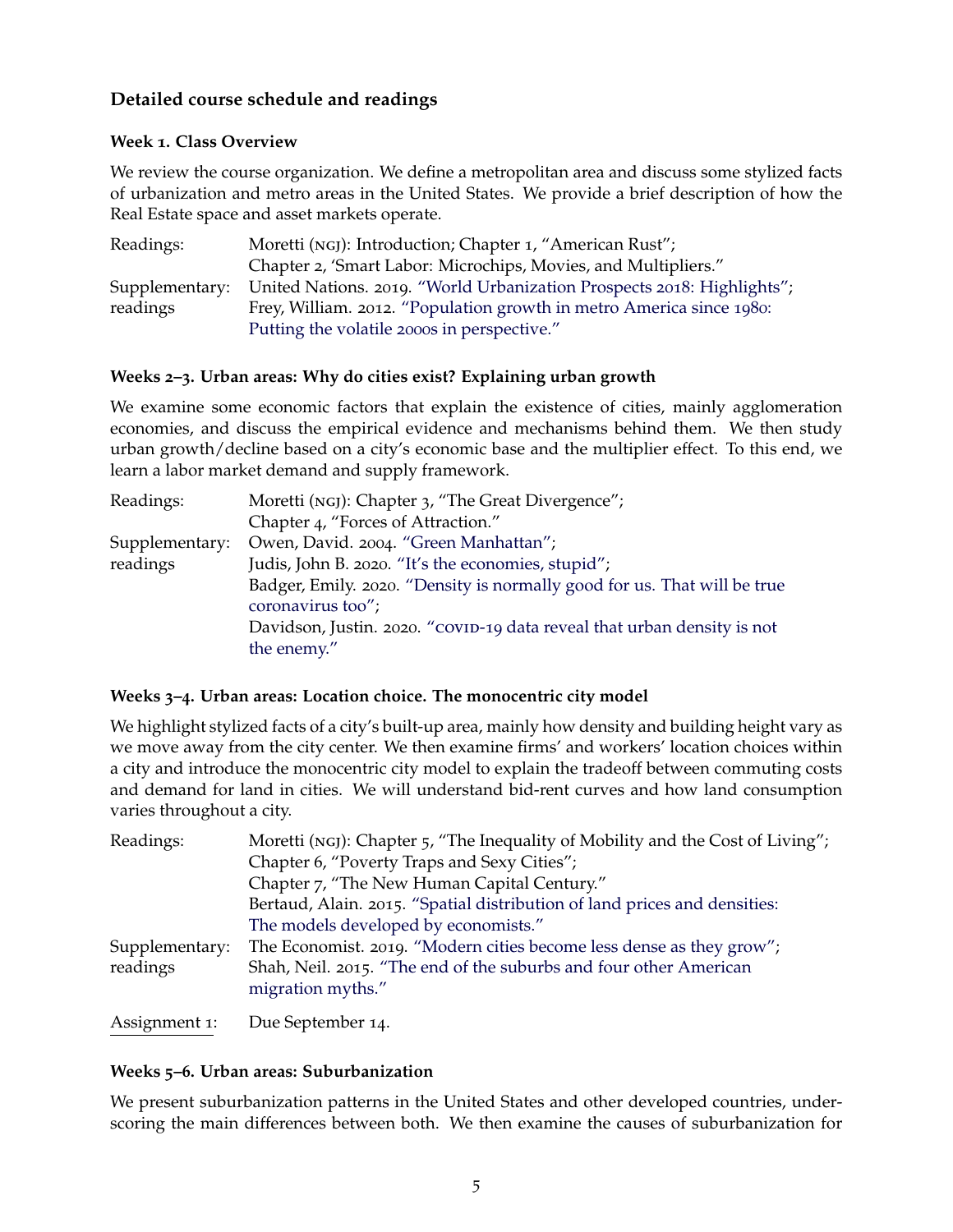### Detailed course schedule and readings

#### Week 1. Class Overview

We review the course organization. We define a metropolitan area and discuss some stylized facts of urbanization and metro areas in the United States. We provide a brief description of how the Real Estate space and asset markets operate.

| | |
|---|---|
| Readings: | Moretti (NGJ): Introduction; Chapter 1, "American Rust"; Chapter 2, 'Smart Labor: Microchips, Movies, and Multipliers." |
| Supplementary: readings | United Nations. 2019. "World Urbanization Prospects 2018: Highlights"; Frey, William. 2012. "Population growth in metro America since 1980: Putting the volatile 2000s in perspective." |

#### Weeks 2–3. Urban areas: Why do cities exist? Explaining urban growth

We examine some economic factors that explain the existence of cities, mainly agglomeration economies, and discuss the empirical evidence and mechanisms behind them. We then study urban growth/decline based on a city's economic base and the multiplier effect. To this end, we learn a labor market demand and supply framework.

| | |
|---|---|
| Readings: | Moretti (NGJ): Chapter 3, "The Great Divergence"; Chapter 4, "Forces of Attraction." |
| Supplementary: readings | Owen, David. 2004. "Green Manhattan"; Judis, John B. 2020. "It's the economies, stupid"; Badger, Emily. 2020. "Density is normally good for us. That will be true coronavirus too"; Davidson, Justin. 2020. "COVID-19 data reveal that urban density is not the enemy." |

#### Weeks 3–4. Urban areas: Location choice. The monocentric city model

We highlight stylized facts of a city's built-up area, mainly how density and building height vary as we move away from the city center. We then examine firms' and workers' location choices within a city and introduce the monocentric city model to explain the tradeoff between commuting costs and demand for land in cities. We will understand bid-rent curves and how land consumption varies throughout a city.

| | |
|---|---|
| Readings: | Moretti (NGJ): Chapter 5, "The Inequality of Mobility and the Cost of Living"; Chapter 6, "Poverty Traps and Sexy Cities"; Chapter 7, "The New Human Capital Century." Bertaud, Alain. 2015. "Spatial distribution of land prices and densities: The models developed by economists." |
| Supplementary: readings | The Economist. 2019. "Modern cities become less dense as they grow"; Shah, Neil. 2015. "The end of the suburbs and four other American migration myths." |
| Assignment 1: | Due September 14. |

#### Weeks 5–6. Urban areas: Suburbanization

We present suburbanization patterns in the United States and other developed countries, underscoring the main differences between both. We then examine the causes of suburbanization for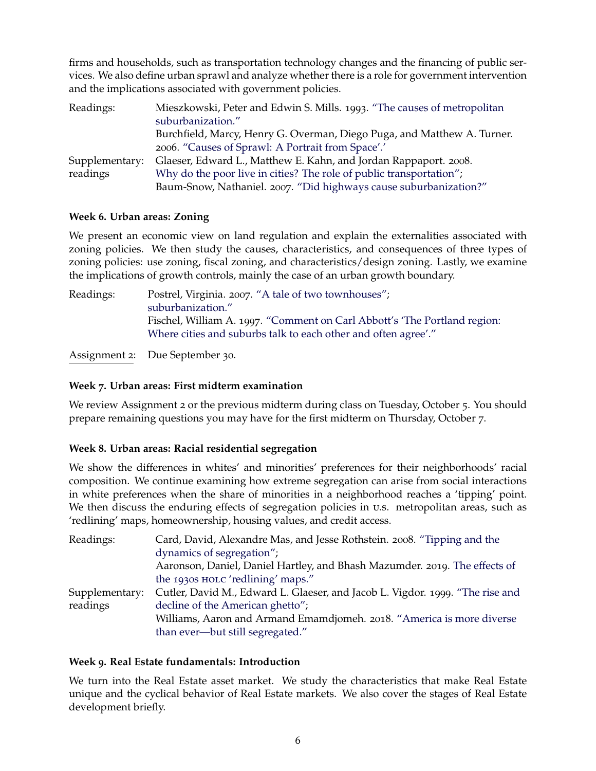firms and households, such as transportation technology changes and the financing of public services. We also define urban sprawl and analyze whether there is a role for government intervention and the implications associated with government policies.

| | |
|---|---|
| Readings: | Mieszkowski, Peter and Edwin S. Mills. 1993. "The causes of metropolitan suburbanization." |
| | Burchfield, Marcy, Henry G. Overman, Diego Puga, and Matthew A. Turner. 2006. "Causes of Sprawl: A Portrait from Space'.' |
| Supplementary: readings | Glaeser, Edward L., Matthew E. Kahn, and Jordan Rappaport. 2008. Why do the poor live in cities? The role of public transportation"; |
| | Baum-Snow, Nathaniel. 2007. "Did highways cause suburbanization?" |

**Week 6. Urban areas: Zoning**

We present an economic view on land regulation and explain the externalities associated with zoning policies. We then study the causes, characteristics, and consequences of three types of zoning policies: use zoning, fiscal zoning, and characteristics/design zoning. Lastly, we examine the implications of growth controls, mainly the case of an urban growth boundary.

| | |
|---|---|
| Readings: | Postrel, Virginia. 2007. "A tale of two townhouses"; suburbanization." |
| | Fischel, William A. 1997. "Comment on Carl Abbott's 'The Portland region: Where cities and suburbs talk to each other and often agree'." |
| Assignment 2: | Due September 30. |

**Week 7. Urban areas: First midterm examination**

We review Assignment 2 or the previous midterm during class on Tuesday, October 5. You should prepare remaining questions you may have for the first midterm on Thursday, October 7.

**Week 8. Urban areas: Racial residential segregation**

We show the differences in whites' and minorities' preferences for their neighborhoods' racial composition. We continue examining how extreme segregation can arise from social interactions in white preferences when the share of minorities in a neighborhood reaches a 'tipping' point. We then discuss the enduring effects of segregation policies in U.S. metropolitan areas, such as 'redlining' maps, homeownership, housing values, and credit access.

| | |
|---|---|
| Readings: | Card, David, Alexandre Mas, and Jesse Rothstein. 2008. "Tipping and the dynamics of segregation"; |
| | Aaronson, Daniel, Daniel Hartley, and Bhash Mazumder. 2019. The effects of the 1930s HOLC 'redlining' maps." |
| Supplementary: readings | Cutler, David M., Edward L. Glaeser, and Jacob L. Vigdor. 1999. "The rise and decline of the American ghetto"; |
| | Williams, Aaron and Armand Emamdjomeh. 2018. "America is more diverse than ever—but still segregated." |

**Week 9. Real Estate fundamentals: Introduction**

We turn into the Real Estate asset market. We study the characteristics that make Real Estate unique and the cyclical behavior of Real Estate markets. We also cover the stages of Real Estate development briefly.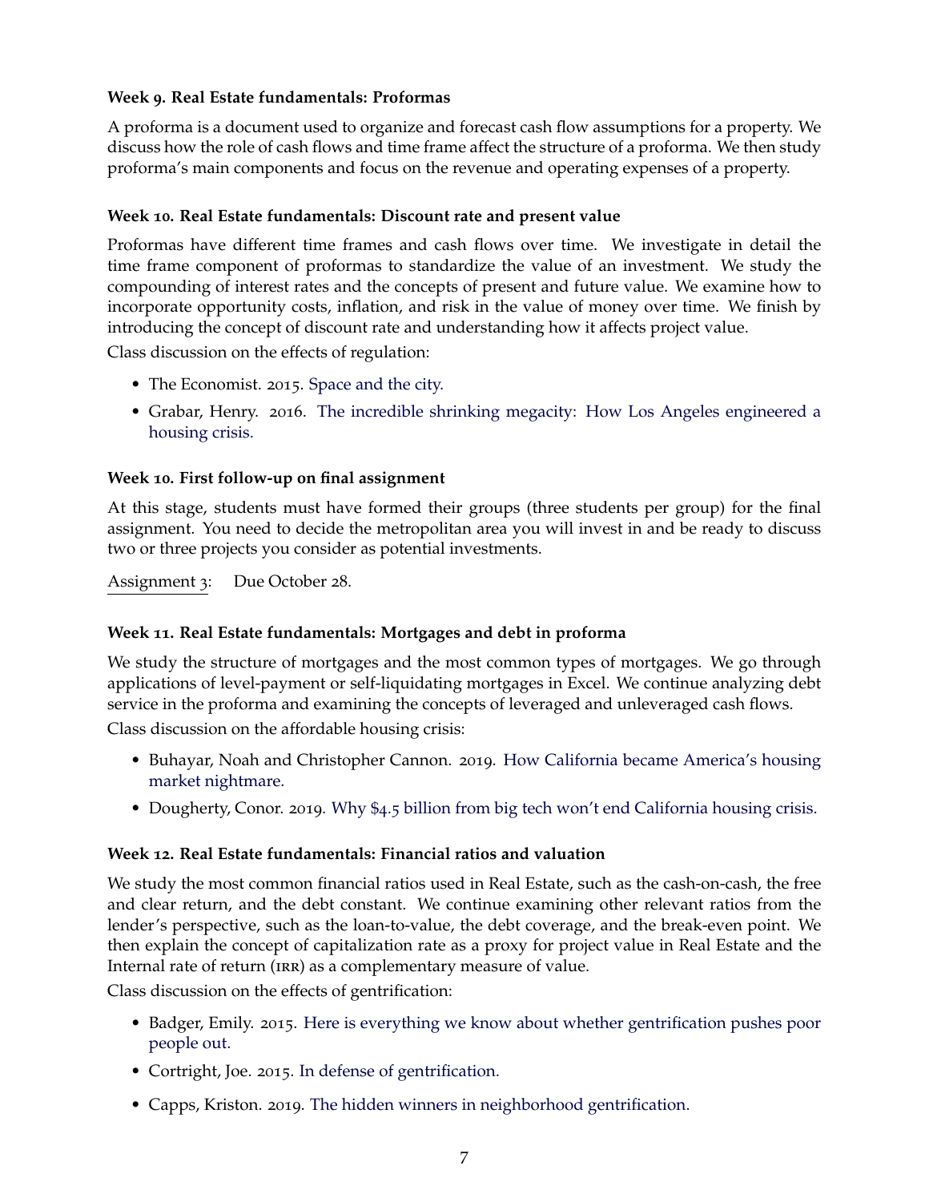**Week 9. Real Estate fundamentals: Proformas**

A proforma is a document used to organize and forecast cash flow assumptions for a property. We discuss how the role of cash flows and time frame affect the structure of a proforma. We then study proforma's main components and focus on the revenue and operating expenses of a property.

**Week 10. Real Estate fundamentals: Discount rate and present value**

Proformas have different time frames and cash flows over time. We investigate in detail the time frame component of proformas to standardize the value of an investment. We study the compounding of interest rates and the concepts of present and future value. We examine how to incorporate opportunity costs, inflation, and risk in the value of money over time. We finish by introducing the concept of discount rate and understanding how it affects project value.

Class discussion on the effects of regulation:

- The Economist. 2015. Space and the city.
- Grabar, Henry. 2016. The incredible shrinking megacity: How Los Angeles engineered a housing crisis.

**Week 10. First follow-up on final assignment**

At this stage, students must have formed their groups (three students per group) for the final assignment. You need to decide the metropolitan area you will invest in and be ready to discuss two or three projects you consider as potential investments.

Assignment 3: Due October 28.

**Week 11. Real Estate fundamentals: Mortgages and debt in proforma**

We study the structure of mortgages and the most common types of mortgages. We go through applications of level-payment or self-liquidating mortgages in Excel. We continue analyzing debt service in the proforma and examining the concepts of leveraged and unleveraged cash flows.

Class discussion on the affordable housing crisis:

- Buhayar, Noah and Christopher Cannon. 2019. How California became America's housing market nightmare.
- Dougherty, Conor. 2019. Why $4.5 billion from big tech won't end California housing crisis.

**Week 12. Real Estate fundamentals: Financial ratios and valuation**

We study the most common financial ratios used in Real Estate, such as the cash-on-cash, the free and clear return, and the debt constant. We continue examining other relevant ratios from the lender's perspective, such as the loan-to-value, the debt coverage, and the break-even point. We then explain the concept of capitalization rate as a proxy for project value in Real Estate and the Internal rate of return (IRR) as a complementary measure of value.

Class discussion on the effects of gentrification:

- Badger, Emily. 2015. Here is everything we know about whether gentrification pushes poor people out.
- Cortright, Joe. 2015. In defense of gentrification.
- Capps, Kriston. 2019. The hidden winners in neighborhood gentrification.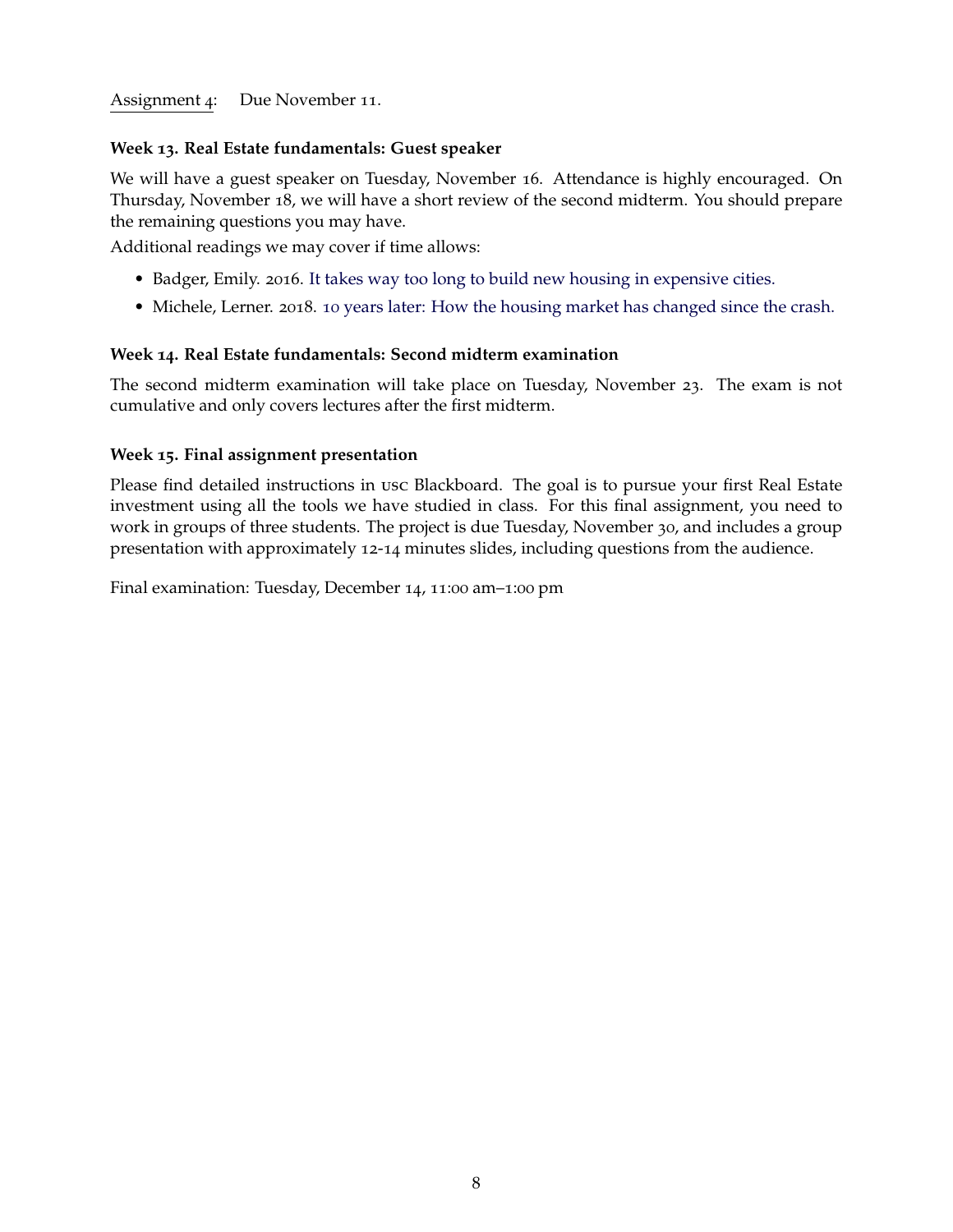Assignment 4: Due November 11.

**Week 13. Real Estate fundamentals: Guest speaker**

We will have a guest speaker on Tuesday, November 16. Attendance is highly encouraged. On Thursday, November 18, we will have a short review of the second midterm. You should prepare the remaining questions you may have.

Additional readings we may cover if time allows:

- Badger, Emily. 2016. It takes way too long to build new housing in expensive cities.
- Michele, Lerner. 2018. 10 years later: How the housing market has changed since the crash.

**Week 14. Real Estate fundamentals: Second midterm examination**

The second midterm examination will take place on Tuesday, November 23. The exam is not cumulative and only covers lectures after the first midterm.

**Week 15. Final assignment presentation**

Please find detailed instructions in USC Blackboard. The goal is to pursue your first Real Estate investment using all the tools we have studied in class. For this final assignment, you need to work in groups of three students. The project is due Tuesday, November 30, and includes a group presentation with approximately 12-14 minutes slides, including questions from the audience.

Final examination: Tuesday, December 14, 11:00 am–1:00 pm